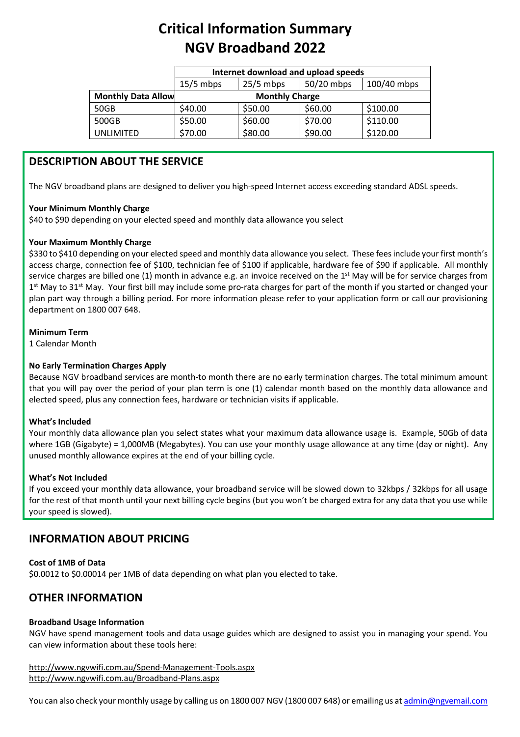# Critical Information Summary
# NGV Broadband 2022

| | Internet download and upload speeds | | | |
|---|---|---|---|---|
| | 15/5 mbps | 25/5 mbps | 50/20 mbps | 100/40 mbps |
| **Monthly Data Allow** | **Monthly Charge** | | | |
| 50GB | $40.00 | $50.00 | $60.00 | $100.00 |
| 500GB | $50.00 | $60.00 | $70.00 | $110.00 |
| UNLIMITED | $70.00 | $80.00 | $90.00 | $120.00 |

## DESCRIPTION ABOUT THE SERVICE

The NGV broadband plans are designed to deliver you high-speed Internet access exceeding standard ADSL speeds.

**Your Minimum Monthly Charge**

$40 to $90 depending on your elected speed and monthly data allowance you select

**Your Maximum Monthly Charge**

$330 to $410 depending on your elected speed and monthly data allowance you select. These fees include your first month's access charge, connection fee of $100, technician fee of $100 if applicable, hardware fee of $90 if applicable. All monthly service charges are billed one (1) month in advance e.g. an invoice received on the 1st May will be for service charges from 1st May to 31st May. Your first bill may include some pro-rata charges for part of the month if you started or changed your plan part way through a billing period. For more information please refer to your application form or call our provisioning department on 1800 007 648.

**Minimum Term**

1 Calendar Month

**No Early Termination Charges Apply**

Because NGV broadband services are month-to month there are no early termination charges. The total minimum amount that you will pay over the period of your plan term is one (1) calendar month based on the monthly data allowance and elected speed, plus any connection fees, hardware or technician visits if applicable.

**What's Included**

Your monthly data allowance plan you select states what your maximum data allowance usage is. Example, 50Gb of data where 1GB (Gigabyte) = 1,000MB (Megabytes). You can use your monthly usage allowance at any time (day or night). Any unused monthly allowance expires at the end of your billing cycle.

**What's Not Included**

If you exceed your monthly data allowance, your broadband service will be slowed down to 32kbps / 32kbps for all usage for the rest of that month until your next billing cycle begins (but you won't be charged extra for any data that you use while your speed is slowed).

## INFORMATION ABOUT PRICING

**Cost of 1MB of Data**

$0.0012 to $0.00014 per 1MB of data depending on what plan you elected to take.

## OTHER INFORMATION

**Broadband Usage Information**

NGV have spend management tools and data usage guides which are designed to assist you in managing your spend. You can view information about these tools here:

http://www.ngvwifi.com.au/Spend-Management-Tools.aspx
http://www.ngvwifi.com.au/Broadband-Plans.aspx

You can also check your monthly usage by calling us on 1800 007 NGV (1800 007 648) or emailing us at admin@ngvemail.com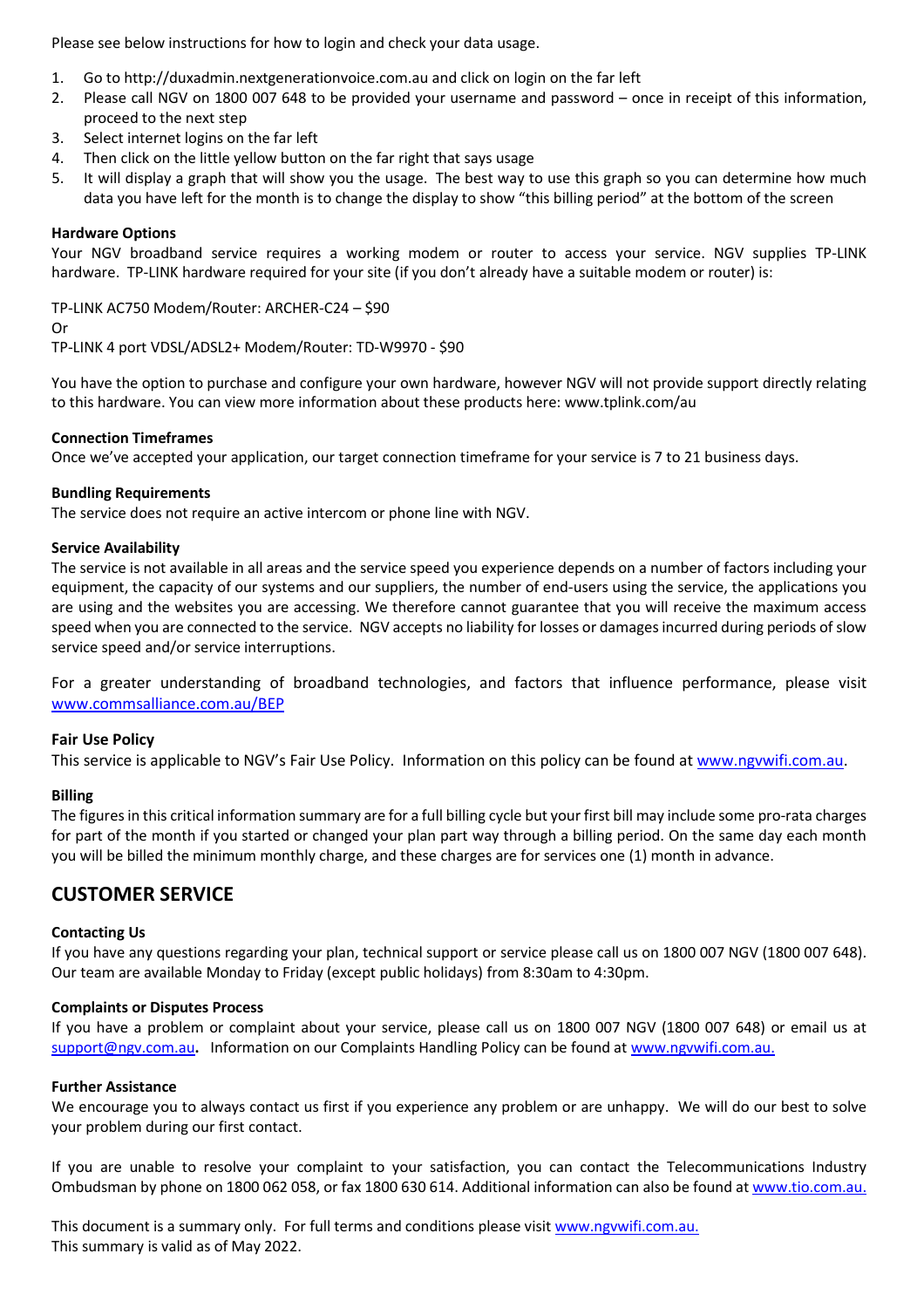Please see below instructions for how to login and check your data usage.

1. Go to http://duxadmin.nextgenerationvoice.com.au and click on login on the far left
2. Please call NGV on 1800 007 648 to be provided your username and password – once in receipt of this information, proceed to the next step
3. Select internet logins on the far left
4. Then click on the little yellow button on the far right that says usage
5. It will display a graph that will show you the usage. The best way to use this graph so you can determine how much data you have left for the month is to change the display to show "this billing period" at the bottom of the screen

**Hardware Options**

Your NGV broadband service requires a working modem or router to access your service. NGV supplies TP-LINK hardware. TP-LINK hardware required for your site (if you don't already have a suitable modem or router) is:

TP-LINK AC750 Modem/Router: ARCHER-C24 – $90
Or
TP-LINK 4 port VDSL/ADSL2+ Modem/Router: TD-W9970 - $90

You have the option to purchase and configure your own hardware, however NGV will not provide support directly relating to this hardware. You can view more information about these products here: www.tplink.com/au

**Connection Timeframes**

Once we've accepted your application, our target connection timeframe for your service is 7 to 21 business days.

**Bundling Requirements**

The service does not require an active intercom or phone line with NGV.

**Service Availability**

The service is not available in all areas and the service speed you experience depends on a number of factors including your equipment, the capacity of our systems and our suppliers, the number of end-users using the service, the applications you are using and the websites you are accessing. We therefore cannot guarantee that you will receive the maximum access speed when you are connected to the service. NGV accepts no liability for losses or damages incurred during periods of slow service speed and/or service interruptions.

For a greater understanding of broadband technologies, and factors that influence performance, please visit www.commsalliance.com.au/BEP

**Fair Use Policy**

This service is applicable to NGV's Fair Use Policy. Information on this policy can be found at www.ngvwifi.com.au.

**Billing**

The figures in this critical information summary are for a full billing cycle but your first bill may include some pro-rata charges for part of the month if you started or changed your plan part way through a billing period. On the same day each month you will be billed the minimum monthly charge, and these charges are for services one (1) month in advance.

## CUSTOMER SERVICE

**Contacting Us**

If you have any questions regarding your plan, technical support or service please call us on 1800 007 NGV (1800 007 648). Our team are available Monday to Friday (except public holidays) from 8:30am to 4:30pm.

**Complaints or Disputes Process**

If you have a problem or complaint about your service, please call us on 1800 007 NGV (1800 007 648) or email us at support@ngv.com.au**.** Information on our Complaints Handling Policy can be found at www.ngvwifi.com.au.

**Further Assistance**

We encourage you to always contact us first if you experience any problem or are unhappy. We will do our best to solve your problem during our first contact.

If you are unable to resolve your complaint to your satisfaction, you can contact the Telecommunications Industry Ombudsman by phone on 1800 062 058, or fax 1800 630 614. Additional information can also be found at www.tio.com.au.

This document is a summary only. For full terms and conditions please visit www.ngvwifi.com.au.
This summary is valid as of May 2022.